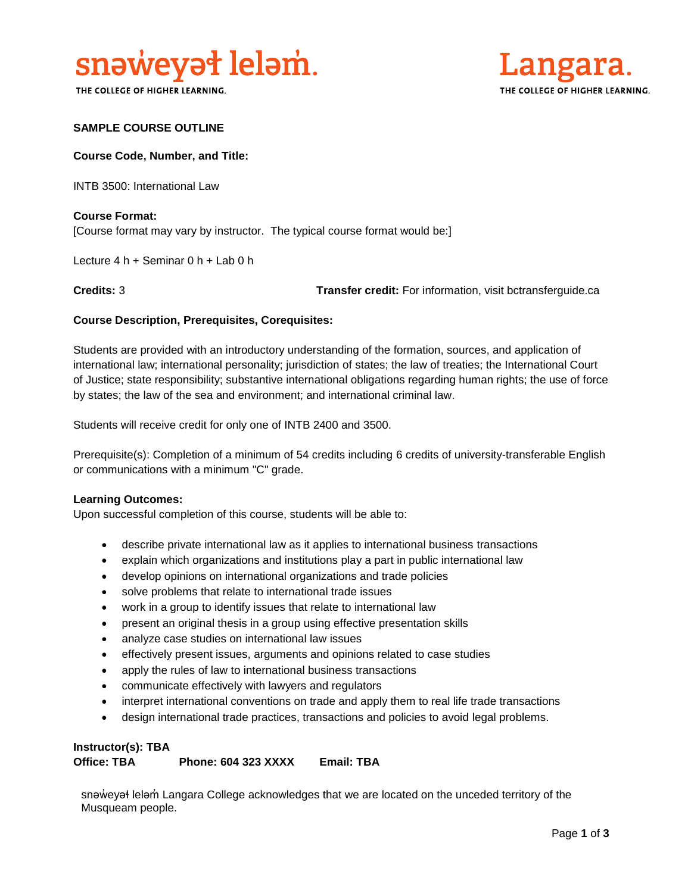snəw̓eyəɬ leləm̓.
THE COLLEGE OF HIGHER LEARNING.

Langara.
THE COLLEGE OF HIGHER LEARNING.

**SAMPLE COURSE OUTLINE**

**Course Code, Number, and Title:**

INTB 3500: International Law

**Course Format:**
[Course format may vary by instructor. The typical course format would be:]

Lecture 4 h + Seminar 0 h + Lab 0 h

**Credits:** 3 **Transfer credit:** For information, visit bctransferguide.ca

**Course Description, Prerequisites, Corequisites:**

Students are provided with an introductory understanding of the formation, sources, and application of international law; international personality; jurisdiction of states; the law of treaties; the International Court of Justice; state responsibility; substantive international obligations regarding human rights; the use of force by states; the law of the sea and environment; and international criminal law.

Students will receive credit for only one of INTB 2400 and 3500.

Prerequisite(s): Completion of a minimum of 54 credits including 6 credits of university-transferable English or communications with a minimum "C" grade.

**Learning Outcomes:**
Upon successful completion of this course, students will be able to:

- describe private international law as it applies to international business transactions
- explain which organizations and institutions play a part in public international law
- develop opinions on international organizations and trade policies
- solve problems that relate to international trade issues
- work in a group to identify issues that relate to international law
- present an original thesis in a group using effective presentation skills
- analyze case studies on international law issues
- effectively present issues, arguments and opinions related to case studies
- apply the rules of law to international business transactions
- communicate effectively with lawyers and regulators
- interpret international conventions on trade and apply them to real life trade transactions
- design international trade practices, transactions and policies to avoid legal problems.

**Instructor(s): TBA**
**Office: TBA** **Phone: 604 323 XXXX** **Email: TBA**

snəw̓eyəɬ leləm̓ Langara College acknowledges that we are located on the unceded territory of the Musqueam people.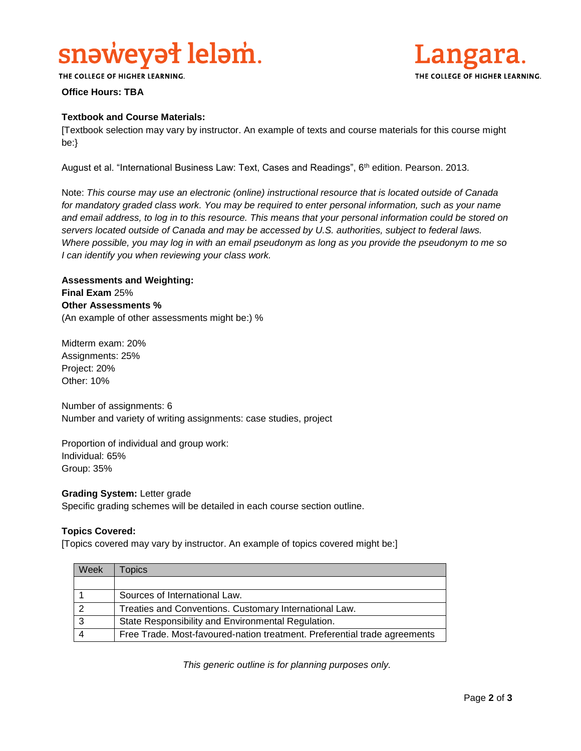**Office Hours: TBA**

**Textbook and Course Materials:**

[Textbook selection may vary by instructor. An example of texts and course materials for this course might be:}

August et al. "International Business Law: Text, Cases and Readings", 6th edition. Pearson. 2013.

Note: *This course may use an electronic (online) instructional resource that is located outside of Canada for mandatory graded class work. You may be required to enter personal information, such as your name and email address, to log in to this resource. This means that your personal information could be stored on servers located outside of Canada and may be accessed by U.S. authorities, subject to federal laws. Where possible, you may log in with an email pseudonym as long as you provide the pseudonym to me so I can identify you when reviewing your class work.*

**Assessments and Weighting:**
**Final Exam** 25%
**Other Assessments %**
(An example of other assessments might be:) %

Midterm exam: 20%
Assignments: 25%
Project: 20%
Other: 10%

Number of assignments: 6
Number and variety of writing assignments: case studies, project

Proportion of individual and group work:
Individual: 65%
Group: 35%

**Grading System:** Letter grade
Specific grading schemes will be detailed in each course section outline.

**Topics Covered:**

[Topics covered may vary by instructor. An example of topics covered might be:]

| Week | Topics |
|---|---|
| | |
| 1 | Sources of International Law. |
| 2 | Treaties and Conventions. Customary International Law. |
| 3 | State Responsibility and Environmental Regulation. |
| 4 | Free Trade. Most-favoured-nation treatment. Preferential trade agreements |

*This generic outline is for planning purposes only.*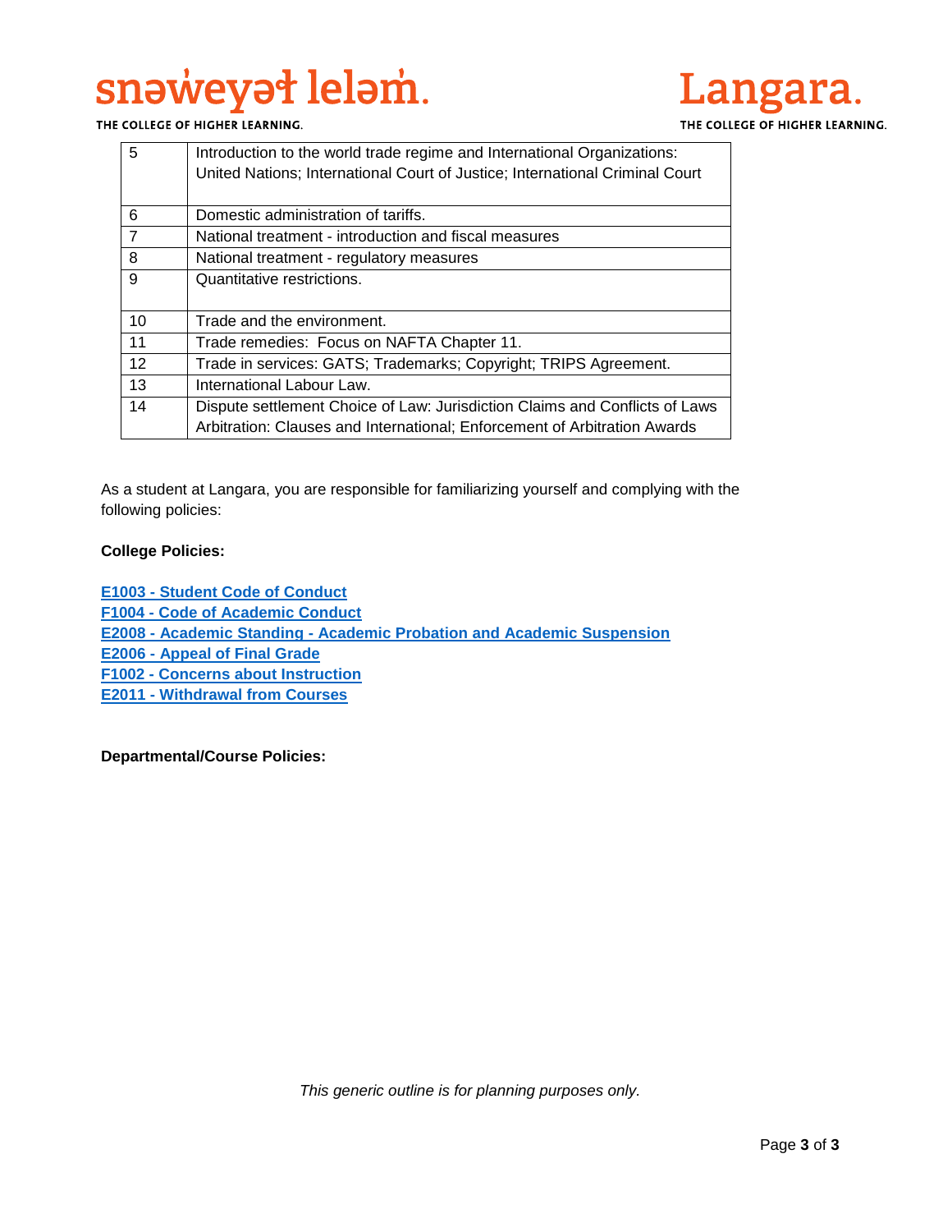| | |
|---|---|
| 5 | Introduction to the world trade regime and International Organizations: United Nations; International Court of Justice; International Criminal Court |
| 6 | Domestic administration of tariffs. |
| 7 | National treatment - introduction and fiscal measures |
| 8 | National treatment - regulatory measures |
| 9 | Quantitative restrictions. |
| 10 | Trade and the environment. |
| 11 | Trade remedies: Focus on NAFTA Chapter 11. |
| 12 | Trade in services: GATS; Trademarks; Copyright; TRIPS Agreement. |
| 13 | International Labour Law. |
| 14 | Dispute settlement Choice of Law: Jurisdiction Claims and Conflicts of Laws Arbitration: Clauses and International; Enforcement of Arbitration Awards |

As a student at Langara, you are responsible for familiarizing yourself and complying with the following policies:

**College Policies:**

**E1003 - Student Code of Conduct**
**F1004 - Code of Academic Conduct**
**E2008 - Academic Standing - Academic Probation and Academic Suspension**
**E2006 - Appeal of Final Grade**
**F1002 - Concerns about Instruction**
**E2011 - Withdrawal from Courses**

**Departmental/Course Policies:**

*This generic outline is for planning purposes only.*